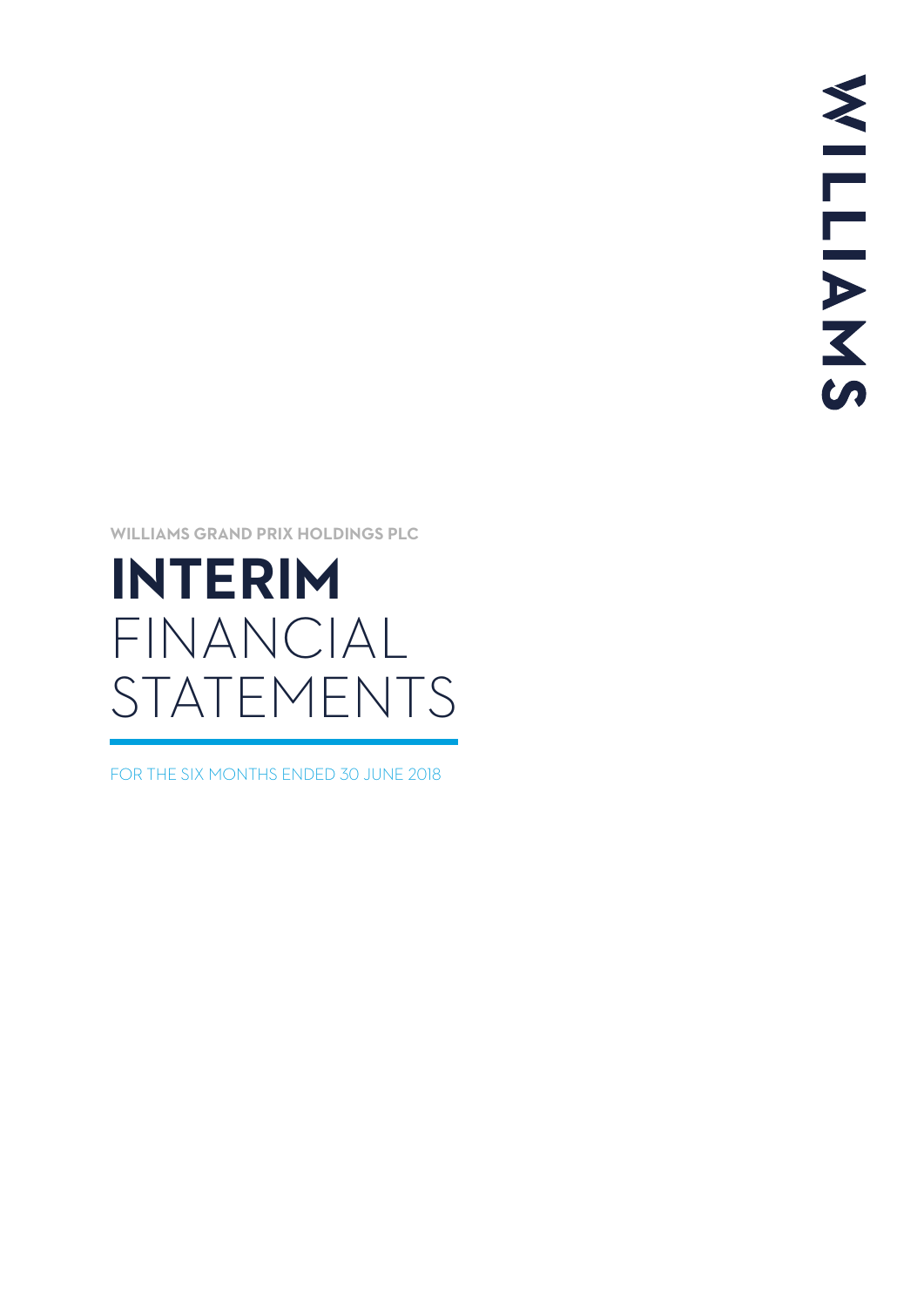WILLIAMS

WILLIAMS GRAND PRIX HOLDINGS PLC

# INTERIM FINANCIAL STATEMENTS

FOR THE SIX MONTHS ENDED 30 JUNE 2018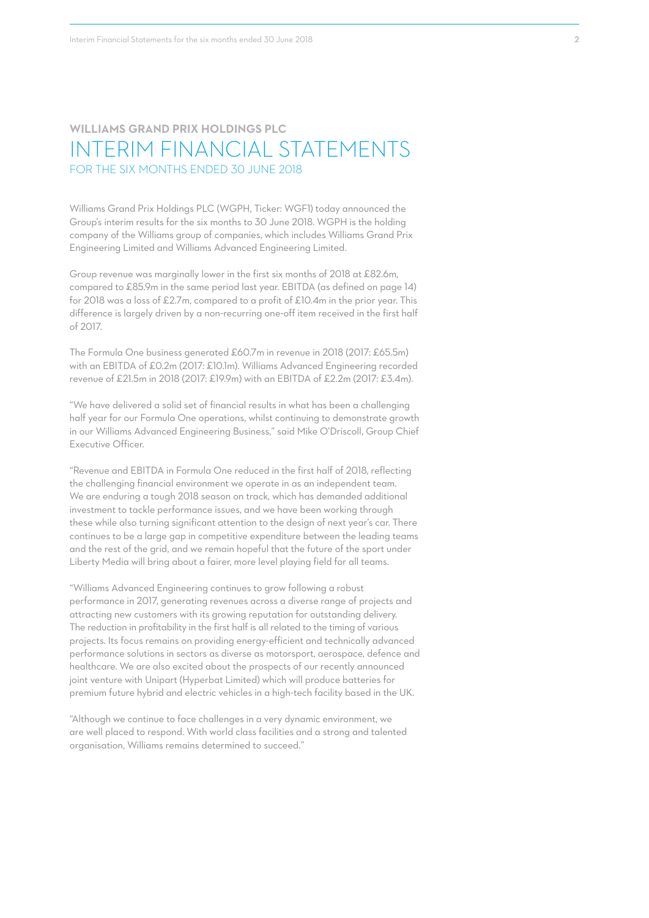**WILLIAMS GRAND PRIX HOLDINGS PLC**

# INTERIM FINANCIAL STATEMENTS

## FOR THE SIX MONTHS ENDED 30 JUNE 2018

Williams Grand Prix Holdings PLC (WGPH, Ticker: WGF1) today announced the Group's interim results for the six months to 30 June 2018. WGPH is the holding company of the Williams group of companies, which includes Williams Grand Prix Engineering Limited and Williams Advanced Engineering Limited.

Group revenue was marginally lower in the first six months of 2018 at £82.6m, compared to £85.9m in the same period last year. EBITDA (as defined on page 14) for 2018 was a loss of £2.7m, compared to a profit of £10.4m in the prior year. This difference is largely driven by a non-recurring one-off item received in the first half of 2017.

The Formula One business generated £60.7m in revenue in 2018 (2017: £65.5m) with an EBITDA of £0.2m (2017: £10.1m). Williams Advanced Engineering recorded revenue of £21.5m in 2018 (2017: £19.9m) with an EBITDA of £2.2m (2017: £3.4m).

"We have delivered a solid set of financial results in what has been a challenging half year for our Formula One operations, whilst continuing to demonstrate growth in our Williams Advanced Engineering Business," said Mike O'Driscoll, Group Chief Executive Officer.

"Revenue and EBITDA in Formula One reduced in the first half of 2018, reflecting the challenging financial environment we operate in as an independent team. We are enduring a tough 2018 season on track, which has demanded additional investment to tackle performance issues, and we have been working through these while also turning significant attention to the design of next year's car. There continues to be a large gap in competitive expenditure between the leading teams and the rest of the grid, and we remain hopeful that the future of the sport under Liberty Media will bring about a fairer, more level playing field for all teams.

"Williams Advanced Engineering continues to grow following a robust performance in 2017, generating revenues across a diverse range of projects and attracting new customers with its growing reputation for outstanding delivery. The reduction in profitability in the first half is all related to the timing of various projects. Its focus remains on providing energy-efficient and technically advanced performance solutions in sectors as diverse as motorsport, aerospace, defence and healthcare. We are also excited about the prospects of our recently announced joint venture with Unipart (Hyperbat Limited) which will produce batteries for premium future hybrid and electric vehicles in a high-tech facility based in the UK.

"Although we continue to face challenges in a very dynamic environment, we are well placed to respond. With world class facilities and a strong and talented organisation, Williams remains determined to succeed."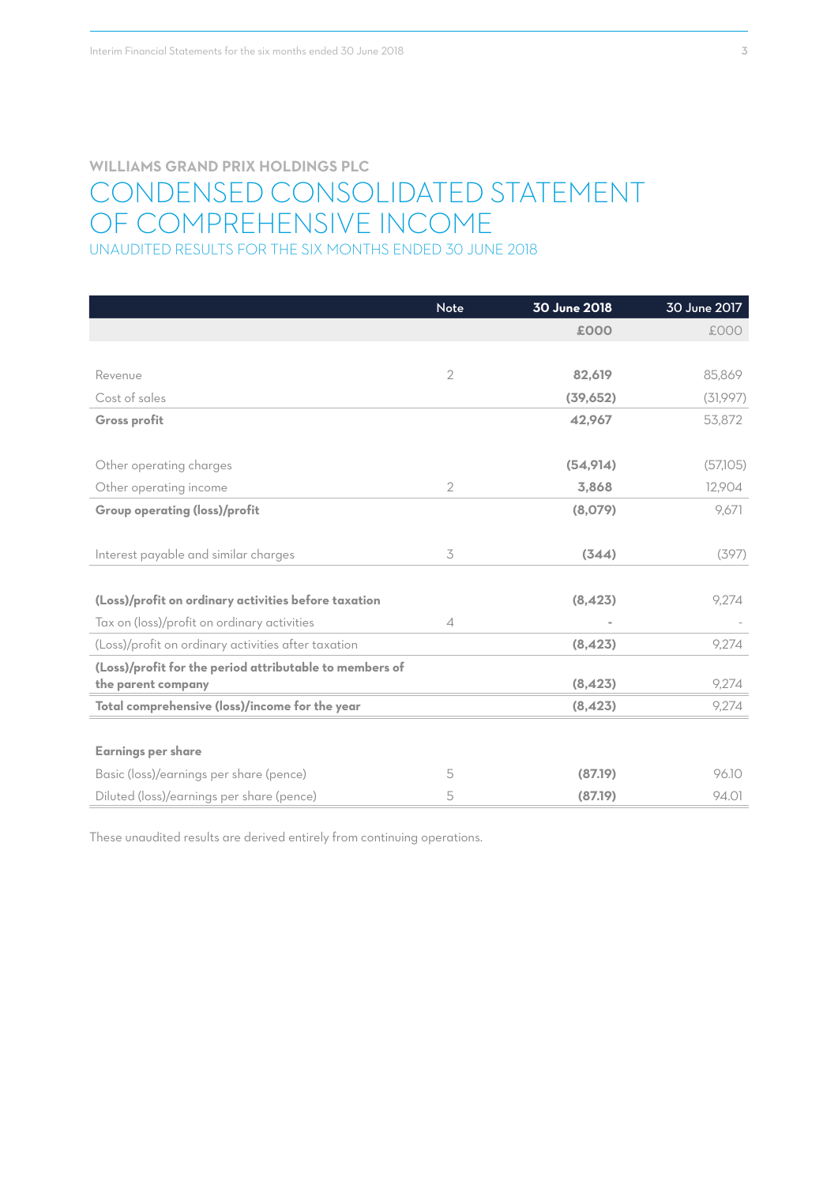**WILLIAMS GRAND PRIX HOLDINGS PLC**

# CONDENSED CONSOLIDATED STATEMENT OF COMPREHENSIVE INCOME

UNAUDITED RESULTS FOR THE SIX MONTHS ENDED 30 JUNE 2018

| | Note | 30 June 2018 | 30 June 2017 |
|---|---|---|---|
| | | £000 | £000 |
| Revenue | 2 | **82,619** | 85,869 |
| Cost of sales | | **(39,652)** | (31,997) |
| **Gross profit** | | **42,967** | 53,872 |
| Other operating charges | | **(54,914)** | (57,105) |
| Other operating income | 2 | **3,868** | 12,904 |
| **Group operating (loss)/profit** | | **(8,079)** | 9,671 |
| Interest payable and similar charges | 3 | **(344)** | (397) |
| **(Loss)/profit on ordinary activities before taxation** | | **(8,423)** | 9,274 |
| Tax on (loss)/profit on ordinary activities | 4 | **-** | - |
| (Loss)/profit on ordinary activities after taxation | | **(8,423)** | 9,274 |
| **(Loss)/profit for the period attributable to members of the parent company** | | **(8,423)** | 9,274 |
| **Total comprehensive (loss)/income for the year** | | **(8,423)** | 9,274 |
| **Earnings per share** | | | |
| Basic (loss)/earnings per share (pence) | 5 | **(87.19)** | 96.10 |
| Diluted (loss)/earnings per share (pence) | 5 | **(87.19)** | 94.01 |

These unaudited results are derived entirely from continuing operations.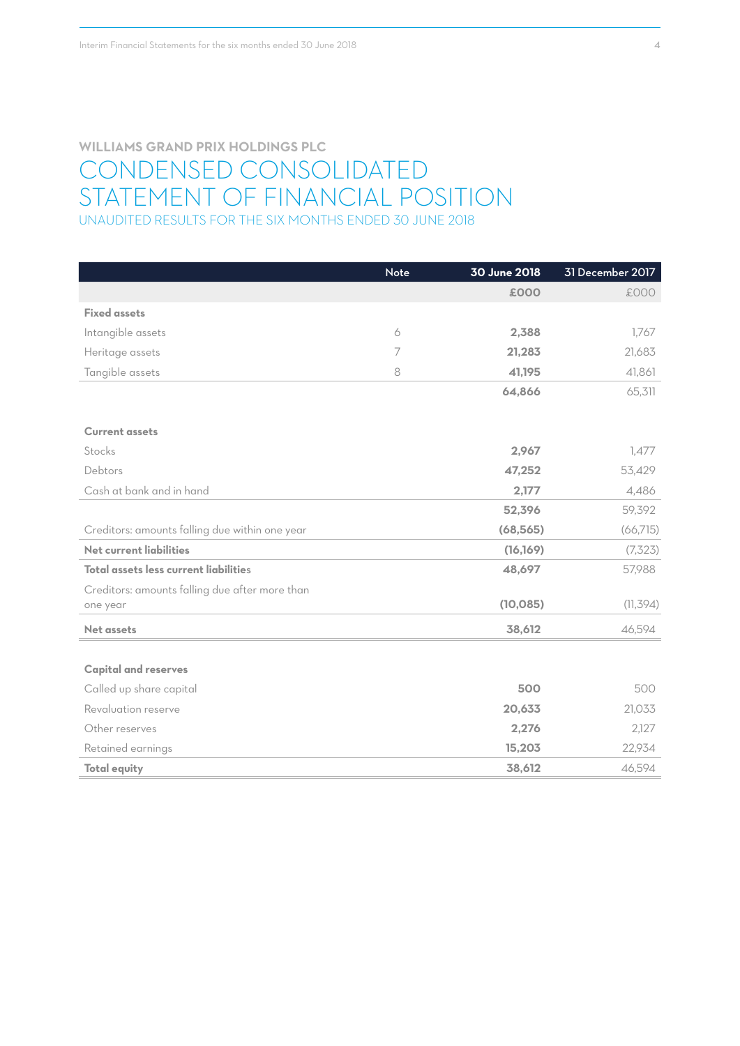**WILLIAMS GRAND PRIX HOLDINGS PLC**

# CONDENSED CONSOLIDATED STATEMENT OF FINANCIAL POSITION

UNAUDITED RESULTS FOR THE SIX MONTHS ENDED 30 JUNE 2018

| | Note | 30 June 2018 | 31 December 2017 |
|---|---|---|---|
| | | £000 | £000 |
| **Fixed assets** | | | |
| Intangible assets | 6 | **2,388** | 1,767 |
| Heritage assets | 7 | **21,283** | 21,683 |
| Tangible assets | 8 | **41,195** | 41,861 |
| | | **64,866** | 65,311 |
| **Current assets** | | | |
| Stocks | | **2,967** | 1,477 |
| Debtors | | **47,252** | 53,429 |
| Cash at bank and in hand | | **2,177** | 4,486 |
| | | **52,396** | 59,392 |
| Creditors: amounts falling due within one year | | **(68,565)** | (66,715) |
| **Net current liabilities** | | **(16,169)** | (7,323) |
| **Total assets less current liabilities** | | **48,697** | 57,988 |
| Creditors: amounts falling due after more than one year | | **(10,085)** | (11,394) |
| **Net assets** | | **38,612** | 46,594 |
| **Capital and reserves** | | | |
| Called up share capital | | **500** | 500 |
| Revaluation reserve | | **20,633** | 21,033 |
| Other reserves | | **2,276** | 2,127 |
| Retained earnings | | **15,203** | 22,934 |
| **Total equity** | | **38,612** | 46,594 |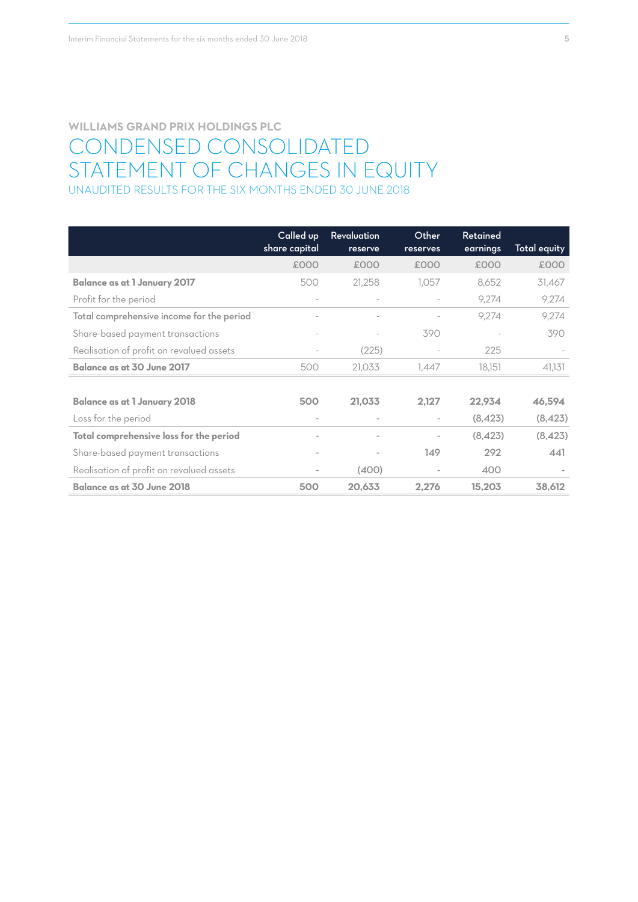WILLIAMS GRAND PRIX HOLDINGS PLC

# CONDENSED CONSOLIDATED STATEMENT OF CHANGES IN EQUITY

## UNAUDITED RESULTS FOR THE SIX MONTHS ENDED 30 JUNE 2018

| | Called up share capital | Revaluation reserve | Other reserves | Retained earnings | Total equity |
|---|---|---|---|---|---|
| | £000 | £000 | £000 | £000 | £000 |
| **Balance as at 1 January 2017** | 500 | 21,258 | 1,057 | 8,652 | 31,467 |
| Profit for the period | - | - | - | 9,274 | 9,274 |
| Total comprehensive income for the period | - | - | - | 9,274 | 9,274 |
| Share-based payment transactions | - | - | 390 | - | 390 |
| Realisation of profit on revalued assets | - | (225) | - | 225 | - |
| **Balance as at 30 June 2017** | 500 | 21,033 | 1,447 | 18,151 | 41,131 |
| | | | | | |
| **Balance as at 1 January 2018** | **500** | **21,033** | **2,127** | **22,934** | **46,594** |
| Loss for the period | - | - | - | (8,423) | (8,423) |
| **Total comprehensive loss for the period** | - | - | - | (8,423) | (8,423) |
| Share-based payment transactions | - | - | 149 | 292 | 441 |
| Realisation of profit on revalued assets | - | (400) | - | 400 | - |
| **Balance as at 30 June 2018** | **500** | **20,633** | **2,276** | **15,203** | **38,612** |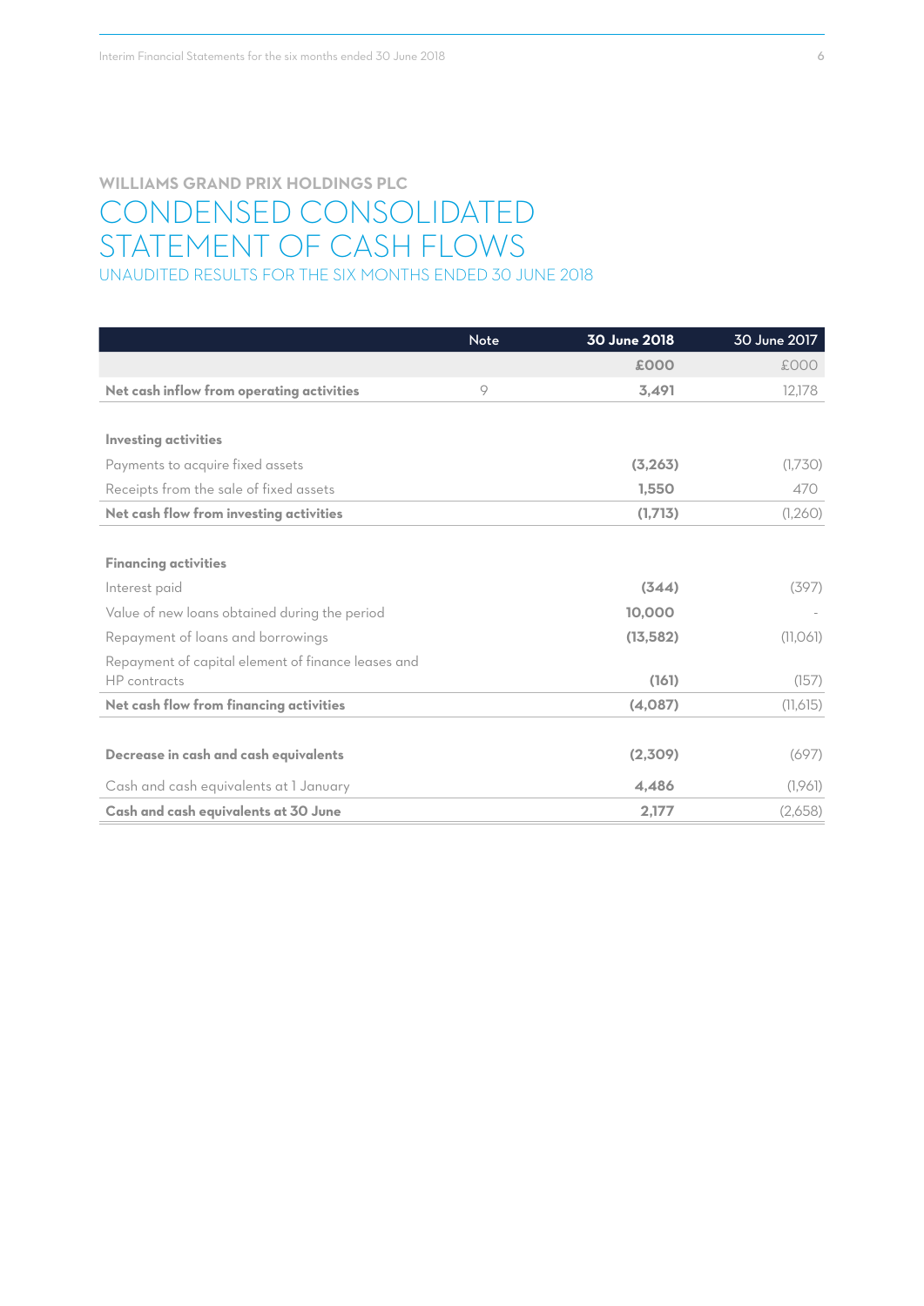## WILLIAMS GRAND PRIX HOLDINGS PLC

# CONDENSED CONSOLIDATED STATEMENT OF CASH FLOWS

### UNAUDITED RESULTS FOR THE SIX MONTHS ENDED 30 JUNE 2018

| | Note | 30 June 2018 | 30 June 2017 |
|---|---|---|---|
| | | £000 | £000 |
| **Net cash inflow from operating activities** | 9 | **3,491** | 12,178 |
| | | | |
| **Investing activities** | | | |
| Payments to acquire fixed assets | | **(3,263)** | (1,730) |
| Receipts from the sale of fixed assets | | **1,550** | 470 |
| **Net cash flow from investing activities** | | **(1,713)** | (1,260) |
| | | | |
| **Financing activities** | | | |
| Interest paid | | **(344)** | (397) |
| Value of new loans obtained during the period | | **10,000** | - |
| Repayment of loans and borrowings | | **(13,582)** | (11,061) |
| Repayment of capital element of finance leases and HP contracts | | **(161)** | (157) |
| **Net cash flow from financing activities** | | **(4,087)** | (11,615) |
| | | | |
| **Decrease in cash and cash equivalents** | | **(2,309)** | (697) |
| Cash and cash equivalents at 1 January | | **4,486** | (1,961) |
| **Cash and cash equivalents at 30 June** | | **2,177** | (2,658) |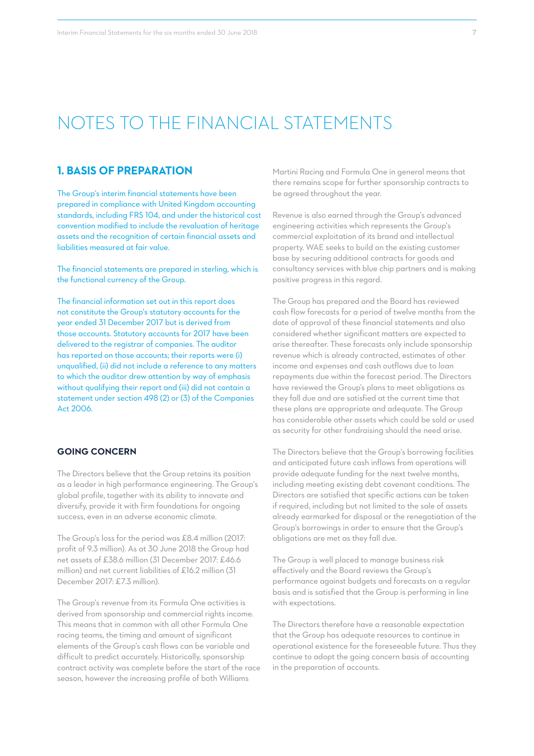# NOTES TO THE FINANCIAL STATEMENTS

## 1. BASIS OF PREPARATION

The Group's interim financial statements have been prepared in compliance with United Kingdom accounting standards, including FRS 104, and under the historical cost convention modified to include the revaluation of heritage assets and the recognition of certain financial assets and liabilities measured at fair value.

The financial statements are prepared in sterling, which is the functional currency of the Group.

The financial information set out in this report does not constitute the Group's statutory accounts for the year ended 31 December 2017 but is derived from those accounts. Statutory accounts for 2017 have been delivered to the registrar of companies. The auditor has reported on those accounts; their reports were (i) unqualified, (ii) did not include a reference to any matters to which the auditor drew attention by way of emphasis without qualifying their report and (iii) did not contain a statement under section 498 (2) or (3) of the Companies Act 2006.

### GOING CONCERN

The Directors believe that the Group retains its position as a leader in high performance engineering. The Group's global profile, together with its ability to innovate and diversify, provide it with firm foundations for ongoing success, even in an adverse economic climate.

The Group's loss for the period was £8.4 million (2017: profit of 9.3 million). As at 30 June 2018 the Group had net assets of £38.6 million (31 December 2017: £46.6 million) and net current liabilities of £16.2 million (31 December 2017: £7.3 million).

The Group's revenue from its Formula One activities is derived from sponsorship and commercial rights income. This means that in common with all other Formula One racing teams, the timing and amount of significant elements of the Group's cash flows can be variable and difficult to predict accurately. Historically, sponsorship contract activity was complete before the start of the race season, however the increasing profile of both Williams Martini Racing and Formula One in general means that there remains scope for further sponsorship contracts to be agreed throughout the year.

Revenue is also earned through the Group's advanced engineering activities which represents the Group's commercial exploitation of its brand and intellectual property. WAE seeks to build on the existing customer base by securing additional contracts for goods and consultancy services with blue chip partners and is making positive progress in this regard.

The Group has prepared and the Board has reviewed cash flow forecasts for a period of twelve months from the date of approval of these financial statements and also considered whether significant matters are expected to arise thereafter. These forecasts only include sponsorship revenue which is already contracted, estimates of other income and expenses and cash outflows due to loan repayments due within the forecast period. The Directors have reviewed the Group's plans to meet obligations as they fall due and are satisfied at the current time that these plans are appropriate and adequate. The Group has considerable other assets which could be sold or used as security for other fundraising should the need arise.

The Directors believe that the Group's borrowing facilities and anticipated future cash inflows from operations will provide adequate funding for the next twelve months, including meeting existing debt covenant conditions. The Directors are satisfied that specific actions can be taken if required, including but not limited to the sale of assets already earmarked for disposal or the renegotiation of the Group's borrowings in order to ensure that the Group's obligations are met as they fall due.

The Group is well placed to manage business risk effectively and the Board reviews the Group's performance against budgets and forecasts on a regular basis and is satisfied that the Group is performing in line with expectations.

The Directors therefore have a reasonable expectation that the Group has adequate resources to continue in operational existence for the foreseeable future. Thus they continue to adopt the going concern basis of accounting in the preparation of accounts.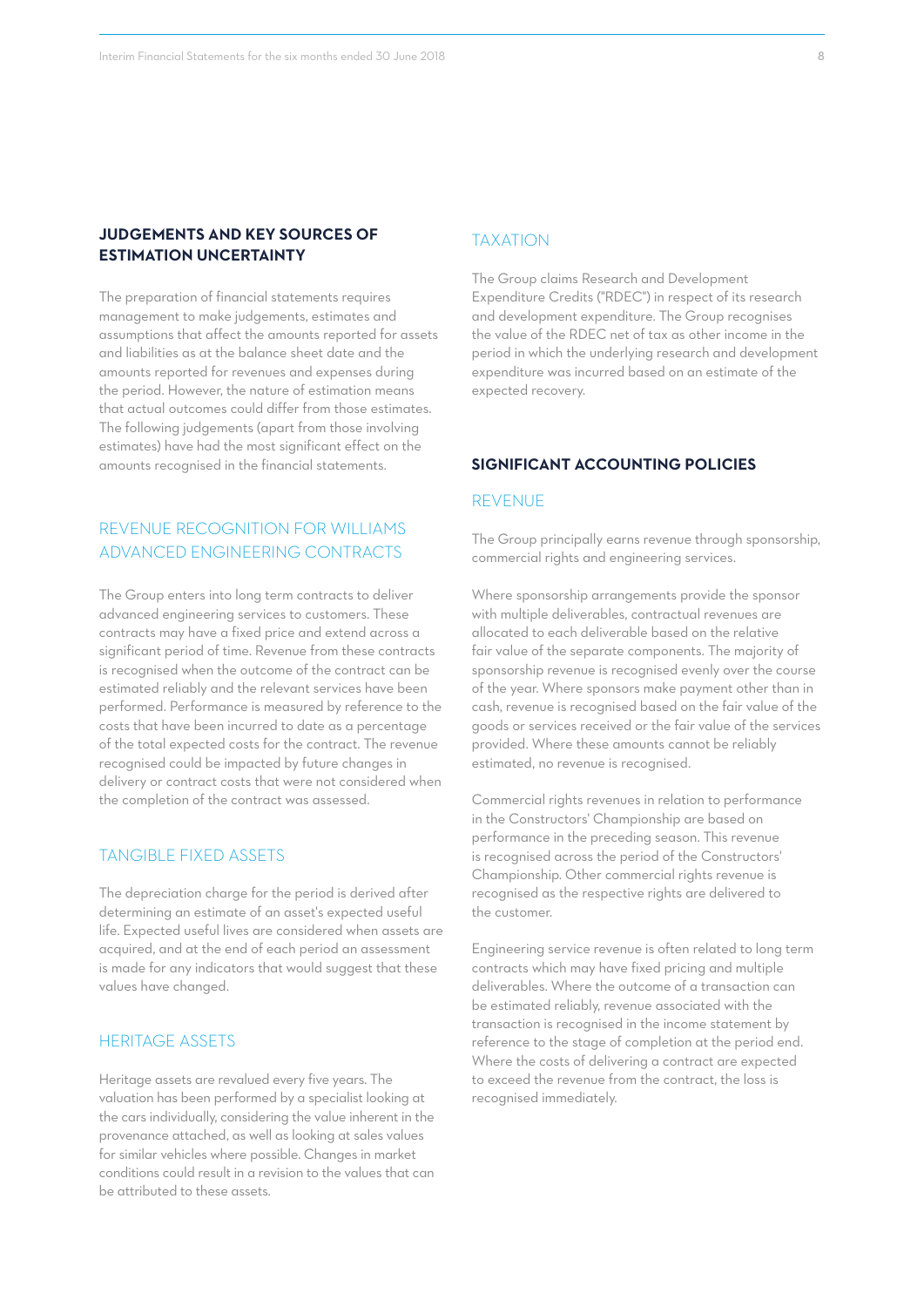## JUDGEMENTS AND KEY SOURCES OF ESTIMATION UNCERTAINTY

The preparation of financial statements requires management to make judgements, estimates and assumptions that affect the amounts reported for assets and liabilities as at the balance sheet date and the amounts reported for revenues and expenses during the period. However, the nature of estimation means that actual outcomes could differ from those estimates. The following judgements (apart from those involving estimates) have had the most significant effect on the amounts recognised in the financial statements.

### REVENUE RECOGNITION FOR WILLIAMS ADVANCED ENGINEERING CONTRACTS

The Group enters into long term contracts to deliver advanced engineering services to customers. These contracts may have a fixed price and extend across a significant period of time. Revenue from these contracts is recognised when the outcome of the contract can be estimated reliably and the relevant services have been performed. Performance is measured by reference to the costs that have been incurred to date as a percentage of the total expected costs for the contract. The revenue recognised could be impacted by future changes in delivery or contract costs that were not considered when the completion of the contract was assessed.

### TANGIBLE FIXED ASSETS

The depreciation charge for the period is derived after determining an estimate of an asset's expected useful life. Expected useful lives are considered when assets are acquired, and at the end of each period an assessment is made for any indicators that would suggest that these values have changed.

### HERITAGE ASSETS

Heritage assets are revalued every five years. The valuation has been performed by a specialist looking at the cars individually, considering the value inherent in the provenance attached, as well as looking at sales values for similar vehicles where possible. Changes in market conditions could result in a revision to the values that can be attributed to these assets.

### TAXATION

The Group claims Research and Development Expenditure Credits ("RDEC") in respect of its research and development expenditure. The Group recognises the value of the RDEC net of tax as other income in the period in which the underlying research and development expenditure was incurred based on an estimate of the expected recovery.

## SIGNIFICANT ACCOUNTING POLICIES

### REVENUE

The Group principally earns revenue through sponsorship, commercial rights and engineering services.

Where sponsorship arrangements provide the sponsor with multiple deliverables, contractual revenues are allocated to each deliverable based on the relative fair value of the separate components. The majority of sponsorship revenue is recognised evenly over the course of the year. Where sponsors make payment other than in cash, revenue is recognised based on the fair value of the goods or services received or the fair value of the services provided. Where these amounts cannot be reliably estimated, no revenue is recognised.

Commercial rights revenues in relation to performance in the Constructors' Championship are based on performance in the preceding season. This revenue is recognised across the period of the Constructors' Championship. Other commercial rights revenue is recognised as the respective rights are delivered to the customer.

Engineering service revenue is often related to long term contracts which may have fixed pricing and multiple deliverables. Where the outcome of a transaction can be estimated reliably, revenue associated with the transaction is recognised in the income statement by reference to the stage of completion at the period end. Where the costs of delivering a contract are expected to exceed the revenue from the contract, the loss is recognised immediately.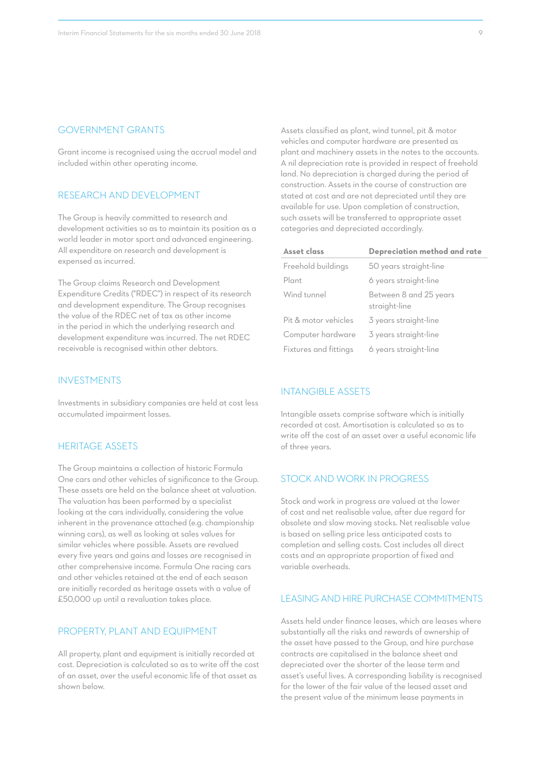## GOVERNMENT GRANTS

Grant income is recognised using the accrual model and included within other operating income.

## RESEARCH AND DEVELOPMENT

The Group is heavily committed to research and development activities so as to maintain its position as a world leader in motor sport and advanced engineering. All expenditure on research and development is expensed as incurred.

The Group claims Research and Development Expenditure Credits ("RDEC") in respect of its research and development expenditure. The Group recognises the value of the RDEC net of tax as other income in the period in which the underlying research and development expenditure was incurred. The net RDEC receivable is recognised within other debtors.

## INVESTMENTS

Investments in subsidiary companies are held at cost less accumulated impairment losses.

## HERITAGE ASSETS

The Group maintains a collection of historic Formula One cars and other vehicles of significance to the Group. These assets are held on the balance sheet at valuation. The valuation has been performed by a specialist looking at the cars individually, considering the value inherent in the provenance attached (e.g. championship winning cars), as well as looking at sales values for similar vehicles where possible. Assets are revalued every five years and gains and losses are recognised in other comprehensive income. Formula One racing cars and other vehicles retained at the end of each season are initially recorded as heritage assets with a value of £50,000 up until a revaluation takes place.

## PROPERTY, PLANT AND EQUIPMENT

All property, plant and equipment is initially recorded at cost. Depreciation is calculated so as to write off the cost of an asset, over the useful economic life of that asset as shown below.

Assets classified as plant, wind tunnel, pit & motor vehicles and computer hardware are presented as plant and machinery assets in the notes to the accounts. A nil depreciation rate is provided in respect of freehold land. No depreciation is charged during the period of construction. Assets in the course of construction are stated at cost and are not depreciated until they are available for use. Upon completion of construction, such assets will be transferred to appropriate asset categories and depreciated accordingly.

| Asset class | Depreciation method and rate |
|---|---|
| Freehold buildings | 50 years straight-line |
| Plant | 6 years straight-line |
| Wind tunnel | Between 8 and 25 years straight-line |
| Pit & motor vehicles | 3 years straight-line |
| Computer hardware | 3 years straight-line |
| Fixtures and fittings | 6 years straight-line |

## INTANGIBLE ASSETS

Intangible assets comprise software which is initially recorded at cost. Amortisation is calculated so as to write off the cost of an asset over a useful economic life of three years.

## STOCK AND WORK IN PROGRESS

Stock and work in progress are valued at the lower of cost and net realisable value, after due regard for obsolete and slow moving stocks. Net realisable value is based on selling price less anticipated costs to completion and selling costs. Cost includes all direct costs and an appropriate proportion of fixed and variable overheads.

## LEASING AND HIRE PURCHASE COMMITMENTS

Assets held under finance leases, which are leases where substantially all the risks and rewards of ownership of the asset have passed to the Group, and hire purchase contracts are capitalised in the balance sheet and depreciated over the shorter of the lease term and asset's useful lives. A corresponding liability is recognised for the lower of the fair value of the leased asset and the present value of the minimum lease payments in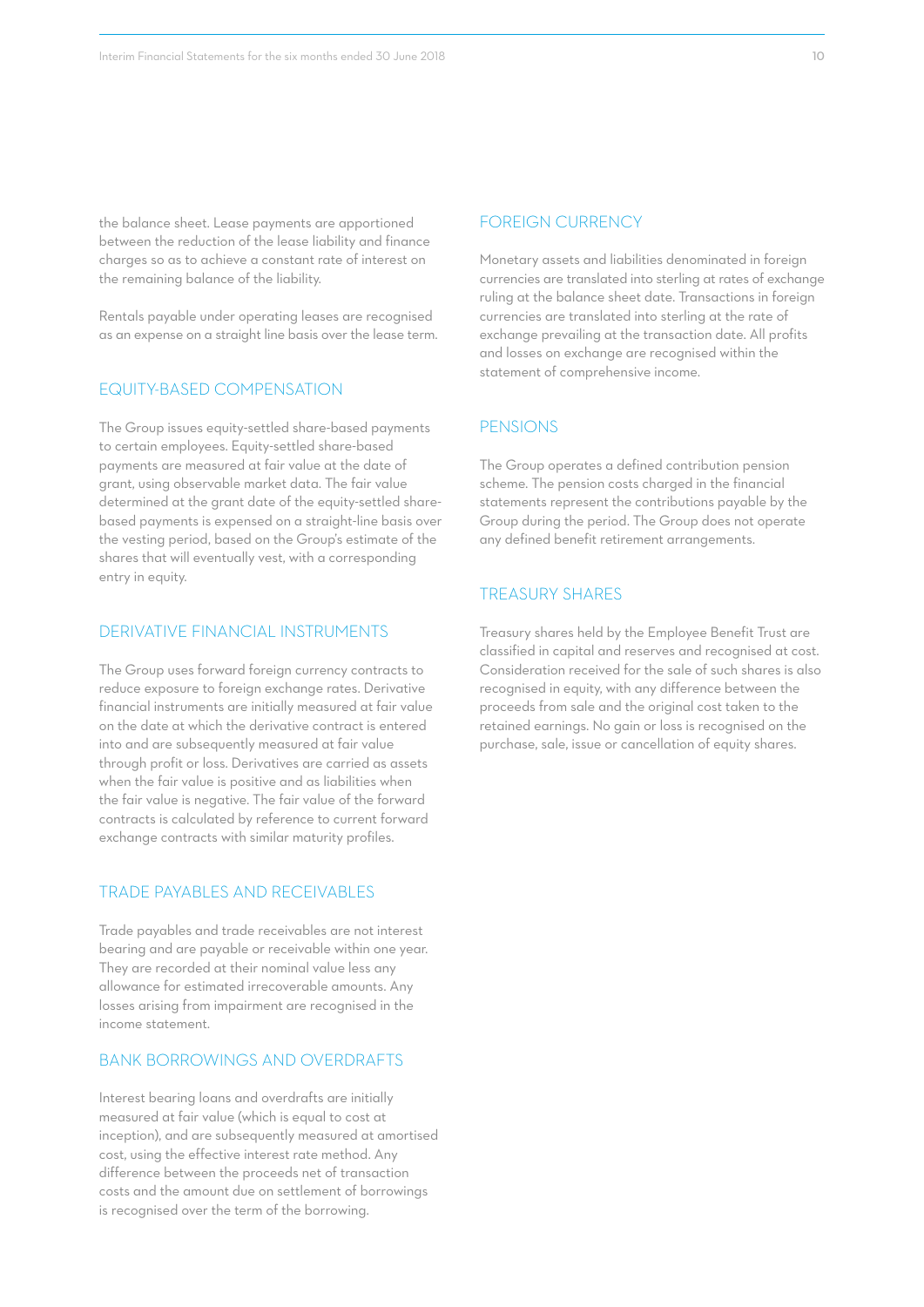the balance sheet. Lease payments are apportioned between the reduction of the lease liability and finance charges so as to achieve a constant rate of interest on the remaining balance of the liability.

Rentals payable under operating leases are recognised as an expense on a straight line basis over the lease term.

## EQUITY-BASED COMPENSATION

The Group issues equity-settled share-based payments to certain employees. Equity-settled share-based payments are measured at fair value at the date of grant, using observable market data. The fair value determined at the grant date of the equity-settled share-based payments is expensed on a straight-line basis over the vesting period, based on the Group's estimate of the shares that will eventually vest, with a corresponding entry in equity.

## DERIVATIVE FINANCIAL INSTRUMENTS

The Group uses forward foreign currency contracts to reduce exposure to foreign exchange rates. Derivative financial instruments are initially measured at fair value on the date at which the derivative contract is entered into and are subsequently measured at fair value through profit or loss. Derivatives are carried as assets when the fair value is positive and as liabilities when the fair value is negative. The fair value of the forward contracts is calculated by reference to current forward exchange contracts with similar maturity profiles.

## TRADE PAYABLES AND RECEIVABLES

Trade payables and trade receivables are not interest bearing and are payable or receivable within one year. They are recorded at their nominal value less any allowance for estimated irrecoverable amounts. Any losses arising from impairment are recognised in the income statement.

## BANK BORROWINGS AND OVERDRAFTS

Interest bearing loans and overdrafts are initially measured at fair value (which is equal to cost at inception), and are subsequently measured at amortised cost, using the effective interest rate method. Any difference between the proceeds net of transaction costs and the amount due on settlement of borrowings is recognised over the term of the borrowing.

## FOREIGN CURRENCY

Monetary assets and liabilities denominated in foreign currencies are translated into sterling at rates of exchange ruling at the balance sheet date. Transactions in foreign currencies are translated into sterling at the rate of exchange prevailing at the transaction date. All profits and losses on exchange are recognised within the statement of comprehensive income.

## PENSIONS

The Group operates a defined contribution pension scheme. The pension costs charged in the financial statements represent the contributions payable by the Group during the period. The Group does not operate any defined benefit retirement arrangements.

## TREASURY SHARES

Treasury shares held by the Employee Benefit Trust are classified in capital and reserves and recognised at cost. Consideration received for the sale of such shares is also recognised in equity, with any difference between the proceeds from sale and the original cost taken to the retained earnings. No gain or loss is recognised on the purchase, sale, issue or cancellation of equity shares.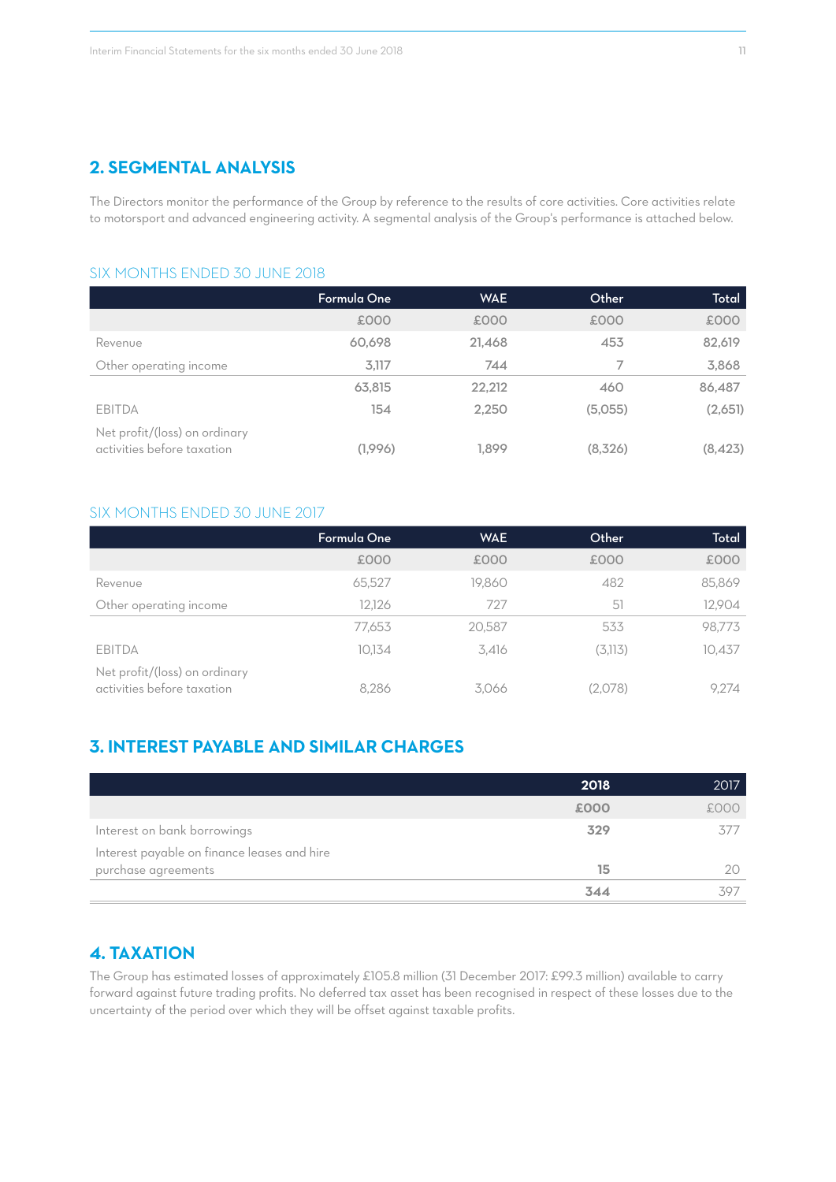## 2. SEGMENTAL ANALYSIS

The Directors monitor the performance of the Group by reference to the results of core activities. Core activities relate to motorsport and advanced engineering activity. A segmental analysis of the Group's performance is attached below.

### SIX MONTHS ENDED 30 JUNE 2018

| | Formula One | WAE | Other | Total |
|---|---|---|---|---|
| | £000 | £000 | £000 | £000 |
| Revenue | 60,698 | 21,468 | 453 | 82,619 |
| Other operating income | 3,117 | 744 | 7 | 3,868 |
| | 63,815 | 22,212 | 460 | 86,487 |
| EBITDA | 154 | 2,250 | (5,055) | (2,651) |
| Net profit/(loss) on ordinary activities before taxation | (1,996) | 1,899 | (8,326) | (8,423) |

### SIX MONTHS ENDED 30 JUNE 2017

| | Formula One | WAE | Other | Total |
|---|---|---|---|---|
| | £000 | £000 | £000 | £000 |
| Revenue | 65,527 | 19,860 | 482 | 85,869 |
| Other operating income | 12,126 | 727 | 51 | 12,904 |
| | 77,653 | 20,587 | 533 | 98,773 |
| EBITDA | 10,134 | 3,416 | (3,113) | 10,437 |
| Net profit/(loss) on ordinary activities before taxation | 8,286 | 3,066 | (2,078) | 9,274 |

## 3. INTEREST PAYABLE AND SIMILAR CHARGES

| | **2018** | 2017 |
|---|---|---|
| | **£000** | £000 |
| Interest on bank borrowings | **329** | 377 |
| Interest payable on finance leases and hire purchase agreements | **15** | 20 |
| | **344** | 397 |

## 4. TAXATION

The Group has estimated losses of approximately £105.8 million (31 December 2017: £99.3 million) available to carry forward against future trading profits. No deferred tax asset has been recognised in respect of these losses due to the uncertainty of the period over which they will be offset against taxable profits.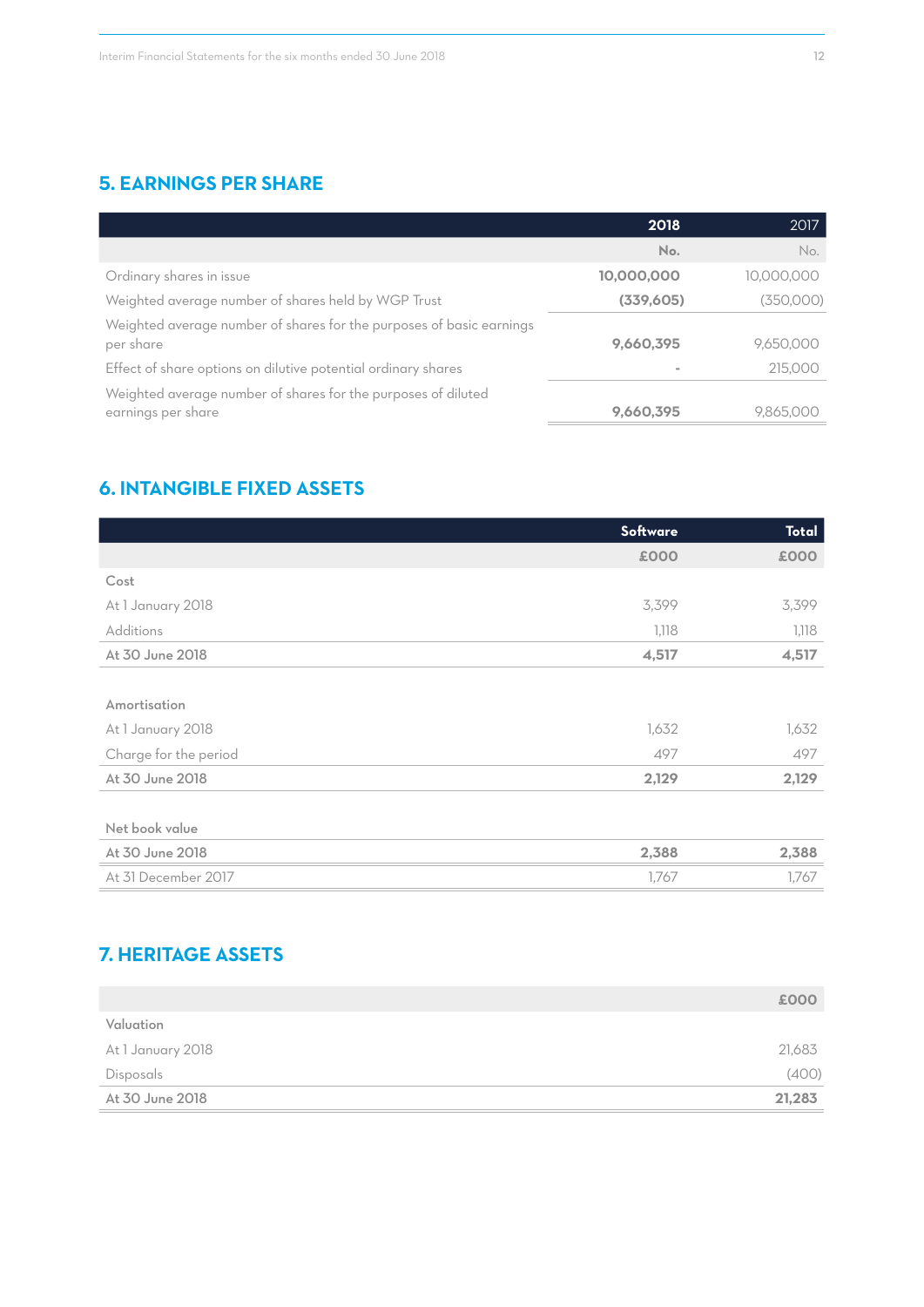## 5. EARNINGS PER SHARE

| | 2018 | 2017 |
|---|---|---|
| | No. | No. |
| Ordinary shares in issue | 10,000,000 | 10,000,000 |
| Weighted average number of shares held by WGP Trust | (339,605) | (350,000) |
| Weighted average number of shares for the purposes of basic earnings per share | 9,660,395 | 9,650,000 |
| Effect of share options on dilutive potential ordinary shares | - | 215,000 |
| Weighted average number of shares for the purposes of diluted earnings per share | 9,660,395 | 9,865,000 |

## 6. INTANGIBLE FIXED ASSETS

| | Software | Total |
|---|---|---|
| | £000 | £000 |
| Cost | | |
| At 1 January 2018 | 3,399 | 3,399 |
| Additions | 1,118 | 1,118 |
| **At 30 June 2018** | **4,517** | **4,517** |
| | | |
| Amortisation | | |
| At 1 January 2018 | 1,632 | 1,632 |
| Charge for the period | 497 | 497 |
| **At 30 June 2018** | **2,129** | **2,129** |
| | | |
| Net book value | | |
| **At 30 June 2018** | **2,388** | **2,388** |
| At 31 December 2017 | 1,767 | 1,767 |

## 7. HERITAGE ASSETS

| | £000 |
|---|---|
| Valuation | |
| At 1 January 2018 | 21,683 |
| Disposals | (400) |
| **At 30 June 2018** | **21,283** |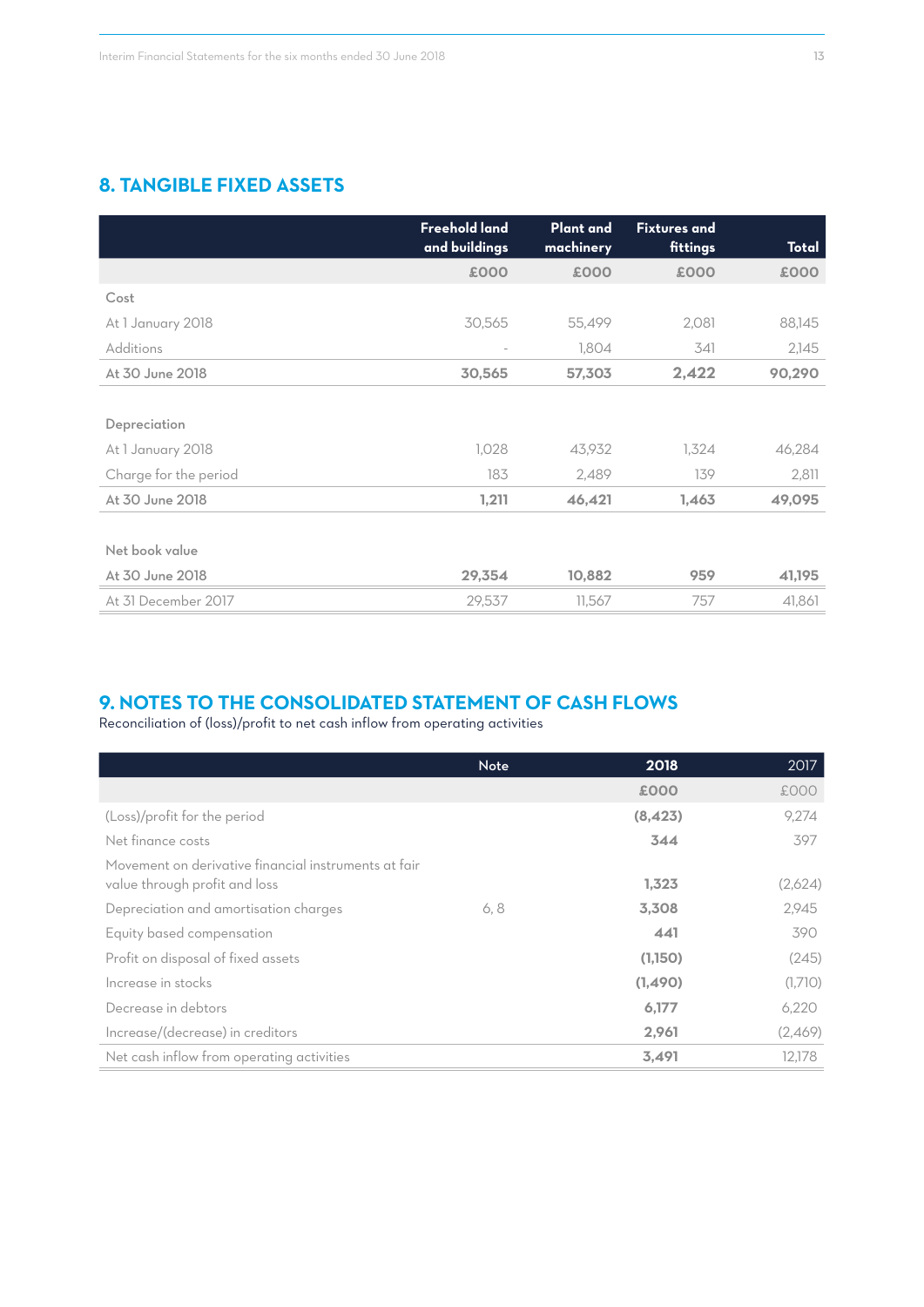## 8. TANGIBLE FIXED ASSETS

| | Freehold land and buildings | Plant and machinery | Fixtures and fittings | Total |
|---|---|---|---|---|
| | £000 | £000 | £000 | £000 |
| Cost | | | | |
| At 1 January 2018 | 30,565 | 55,499 | 2,081 | 88,145 |
| Additions | - | 1,804 | 341 | 2,145 |
| **At 30 June 2018** | **30,565** | **57,303** | **2,422** | **90,290** |
| | | | | |
| Depreciation | | | | |
| At 1 January 2018 | 1,028 | 43,932 | 1,324 | 46,284 |
| Charge for the period | 183 | 2,489 | 139 | 2,811 |
| **At 30 June 2018** | **1,211** | **46,421** | **1,463** | **49,095** |
| | | | | |
| Net book value | | | | |
| **At 30 June 2018** | **29,354** | **10,882** | **959** | **41,195** |
| At 31 December 2017 | 29,537 | 11,567 | 757 | 41,861 |

## 9. NOTES TO THE CONSOLIDATED STATEMENT OF CASH FLOWS

Reconciliation of (loss)/profit to net cash inflow from operating activities

| | Note | 2018 | 2017 |
|---|---|---|---|
| | | £000 | £000 |
| (Loss)/profit for the period | | **(8,423)** | 9,274 |
| Net finance costs | | **344** | 397 |
| Movement on derivative financial instruments at fair value through profit and loss | | **1,323** | (2,624) |
| Depreciation and amortisation charges | 6, 8 | **3,308** | 2,945 |
| Equity based compensation | | **441** | 390 |
| Profit on disposal of fixed assets | | **(1,150)** | (245) |
| Increase in stocks | | **(1,490)** | (1,710) |
| Decrease in debtors | | **6,177** | 6,220 |
| Increase/(decrease) in creditors | | **2,961** | (2,469) |
| Net cash inflow from operating activities | | **3,491** | 12,178 |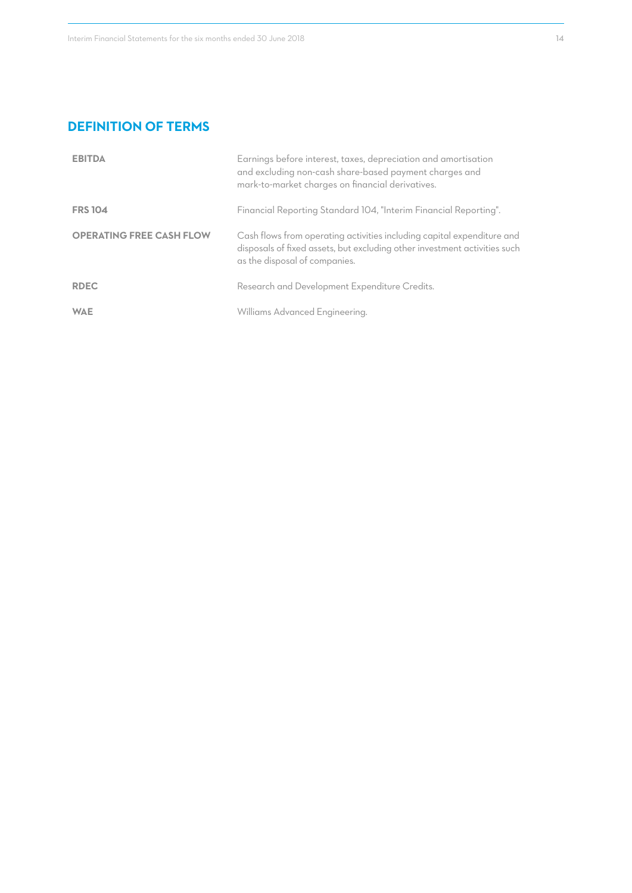## DEFINITION OF TERMS

| | |
|---|---|
| **EBITDA** | Earnings before interest, taxes, depreciation and amortisation and excluding non-cash share-based payment charges and mark-to-market charges on financial derivatives. |
| **FRS 104** | Financial Reporting Standard 104, "Interim Financial Reporting". |
| **OPERATING FREE CASH FLOW** | Cash flows from operating activities including capital expenditure and disposals of fixed assets, but excluding other investment activities such as the disposal of companies. |
| **RDEC** | Research and Development Expenditure Credits. |
| **WAE** | Williams Advanced Engineering. |